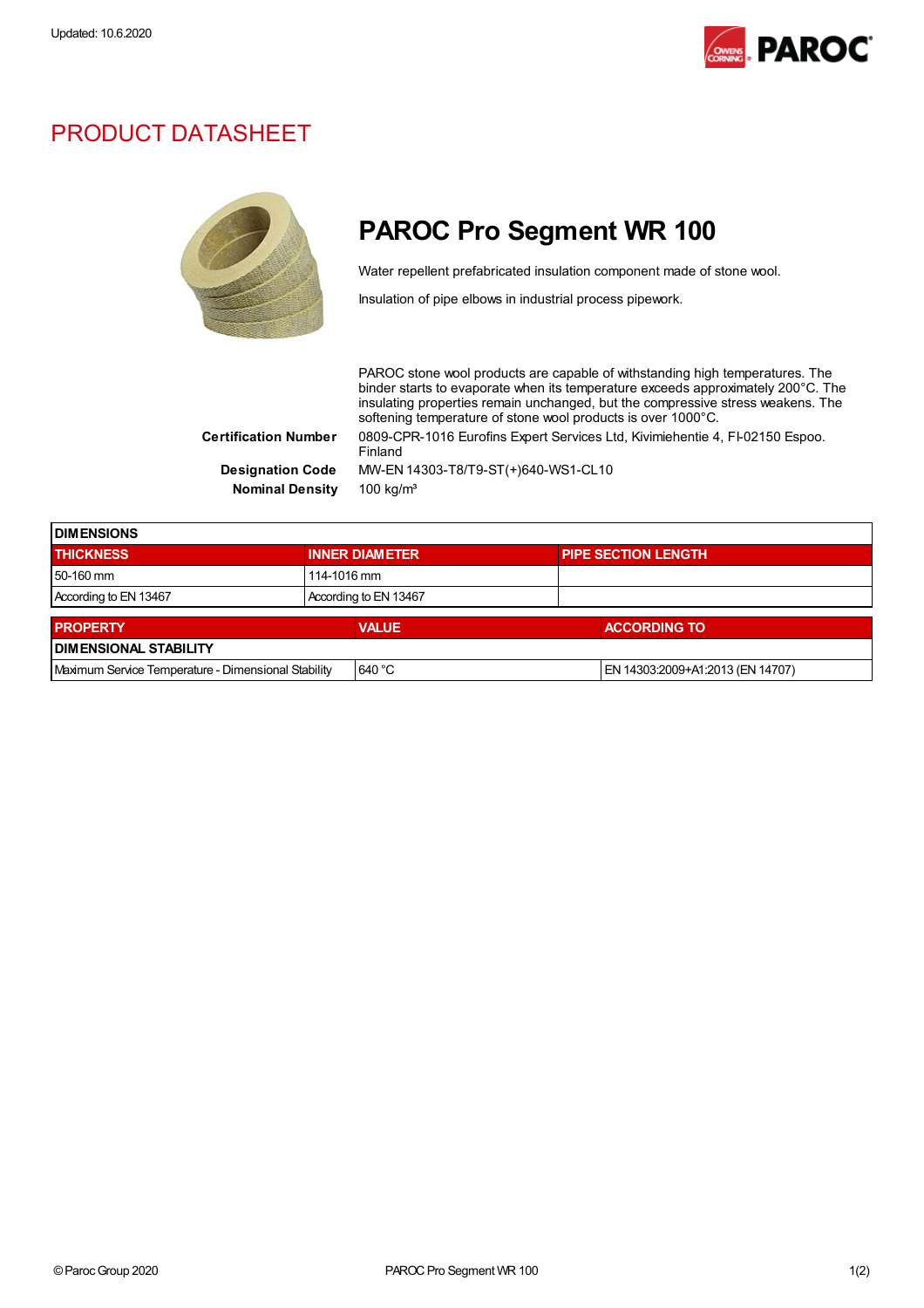Updated: 10.6.2020

# PRODUCT DATASHEET

## PAROC Pro Segment WR 100

Water repellent prefabricated insulation component made of stone wool.

Insulation of pipe elbows in industrial process pipework.

PAROC stone wool products are capable of withstanding high temperatures. The binder starts to evaporate when its temperature exceeds approximately 200°C. The insulating properties remain unchanged, but the compressive stress weakens. The softening temperature of stone wool products is over 1000°C.

**Certification Number** 0809-CPR-1016 Eurofins Expert Services Ltd, Kivimiehentie 4, FI-02150 Espoo. Finland

**Designation Code** MW-EN 14303-T8/T9-ST(+)640-WS1-CL10

**Nominal Density** 100 kg/m³

| DIMENSIONS | | |
|---|---|---|
| THICKNESS | INNER DIAMETER | PIPE SECTION LENGTH |
| 50-160 mm | 114-1016 mm | |
| According to EN 13467 | According to EN 13467 | |

| PROPERTY | VALUE | ACCORDING TO |
|---|---|---|
| DIMENSIONAL STABILITY | | |
| Maximum Service Temperature - Dimensional Stability | 640 °C | EN 14303:2009+A1:2013 (EN 14707) |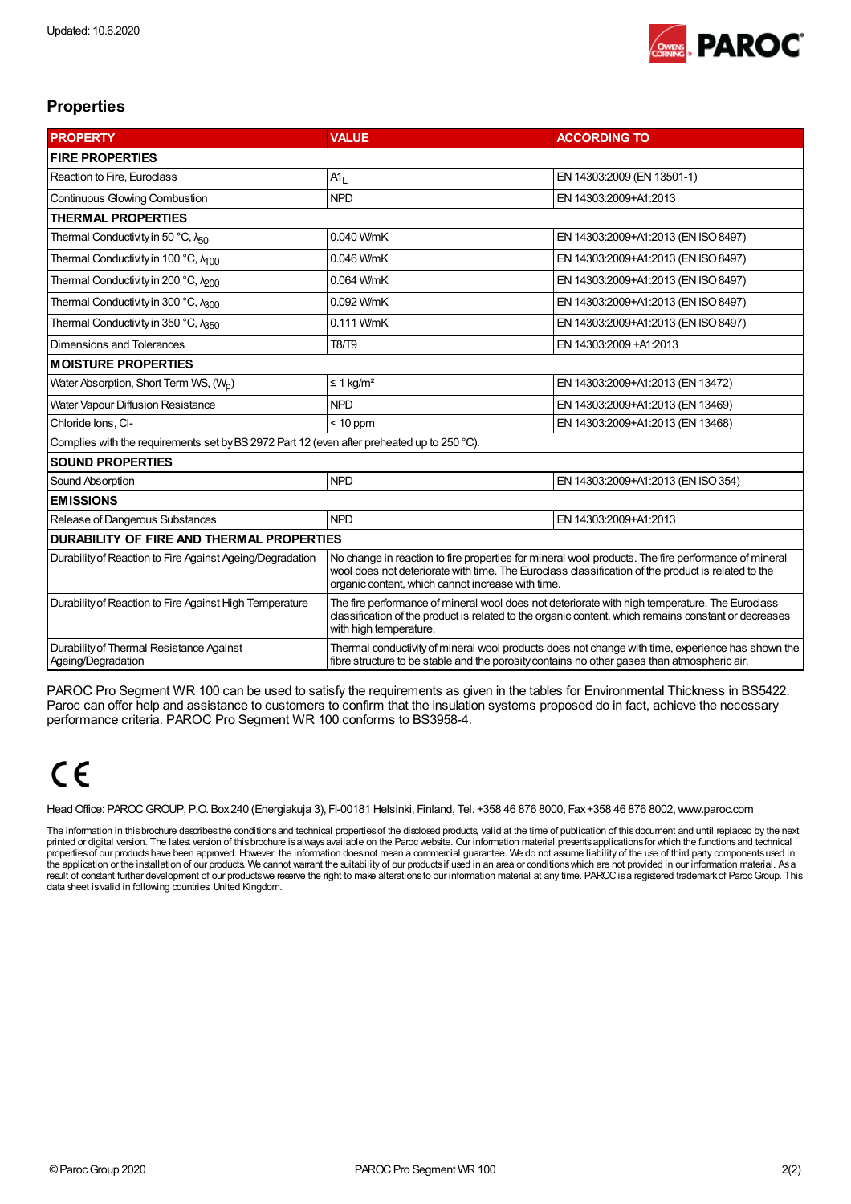Updated: 10.6.2020

## Properties

| PROPERTY | VALUE | ACCORDING TO |
| --- | --- | --- |
| **FIRE PROPERTIES** | | |
| Reaction to Fire, Euroclass | $A1_L$ | EN 14303:2009 (EN 13501-1) |
| Continuous Glowing Combustion | NPD | EN 14303:2009+A1:2013 |
| **THERMAL PROPERTIES** | | |
| Thermal Conductivity in 50 °C, $\lambda_{50}$ | 0.040 W/mK | EN 14303:2009+A1:2013 (EN ISO 8497) |
| Thermal Conductivity in 100 °C, $\lambda_{100}$ | 0.046 W/mK | EN 14303:2009+A1:2013 (EN ISO 8497) |
| Thermal Conductivity in 200 °C, $\lambda_{200}$ | 0.064 W/mK | EN 14303:2009+A1:2013 (EN ISO 8497) |
| Thermal Conductivity in 300 °C, $\lambda_{300}$ | 0.092 W/mK | EN 14303:2009+A1:2013 (EN ISO 8497) |
| Thermal Conductivity in 350 °C, $\lambda_{350}$ | 0.111 W/mK | EN 14303:2009+A1:2013 (EN ISO 8497) |
| Dimensions and Tolerances | T8/T9 | EN 14303:2009 +A1:2013 |
| **MOISTURE PROPERTIES** | | |
| Water Absorption, Short Term WS, ($W_p$) | ≤ 1 kg/m² | EN 14303:2009+A1:2013 (EN 13472) |
| Water Vapour Diffusion Resistance | NPD | EN 14303:2009+A1:2013 (EN 13469) |
| Chloride Ions, Cl- | < 10 ppm | EN 14303:2009+A1:2013 (EN 13468) |
| Complies with the requirements set by BS 2972 Part 12 (even after preheated up to 250 °C). | | |
| **SOUND PROPERTIES** | | |
| Sound Absorption | NPD | EN 14303:2009+A1:2013 (EN ISO 354) |
| **EMISSIONS** | | |
| Release of Dangerous Substances | NPD | EN 14303:2009+A1:2013 |
| **DURABILITY OF FIRE AND THERMAL PROPERTIES** | | |
| Durability of Reaction to Fire Against Ageing/Degradation | No change in reaction to fire properties for mineral wool products. The fire performance of mineral wool does not deteriorate with time. The Euroclass classification of the product is related to the organic content, which cannot increase with time. | |
| Durability of Reaction to Fire Against High Temperature | The fire performance of mineral wool does not deteriorate with high temperature. The Euroclass classification of the product is related to the organic content, which remains constant or decreases with high temperature. | |
| Durability of Thermal Resistance Against Ageing/Degradation | Thermal conductivity of mineral wool products does not change with time, experience has shown the fibre structure to be stable and the porosity contains no other gases than atmospheric air. | |

PAROC Pro Segment WR 100 can be used to satisfy the requirements as given in the tables for Environmental Thickness in BS5422. Paroc can offer help and assistance to customers to confirm that the insulation systems proposed do in fact, achieve the necessary performance criteria. PAROC Pro Segment WR 100 conforms to BS3958-4.

CE

Head Office: PAROC GROUP, P.O. Box 240 (Energiakuja 3), FI-00181 Helsinki, Finland, Tel. +358 46 876 8000, Fax +358 46 876 8002, www.paroc.com

The information in this brochure describes the conditions and technical properties of the disclosed products, valid at the time of publication of this document and until replaced by the next printed or digital version. The latest version of this brochure is always available on the Paroc website. Our information material presents applications for which the functions and technical properties of our products have been approved. However, the information does not mean a commercial guarantee. We do not assume liability of the use of third party components used in the application or the installation of our products. We cannot warrant the suitability of our products if used in an area or conditions which are not provided in our information material. As a result of constant further development of our products we reserve the right to make alterations to our information material at any time. PAROC is a registered trademark of Paroc Group. This data sheet is valid in following countries: United Kingdom.